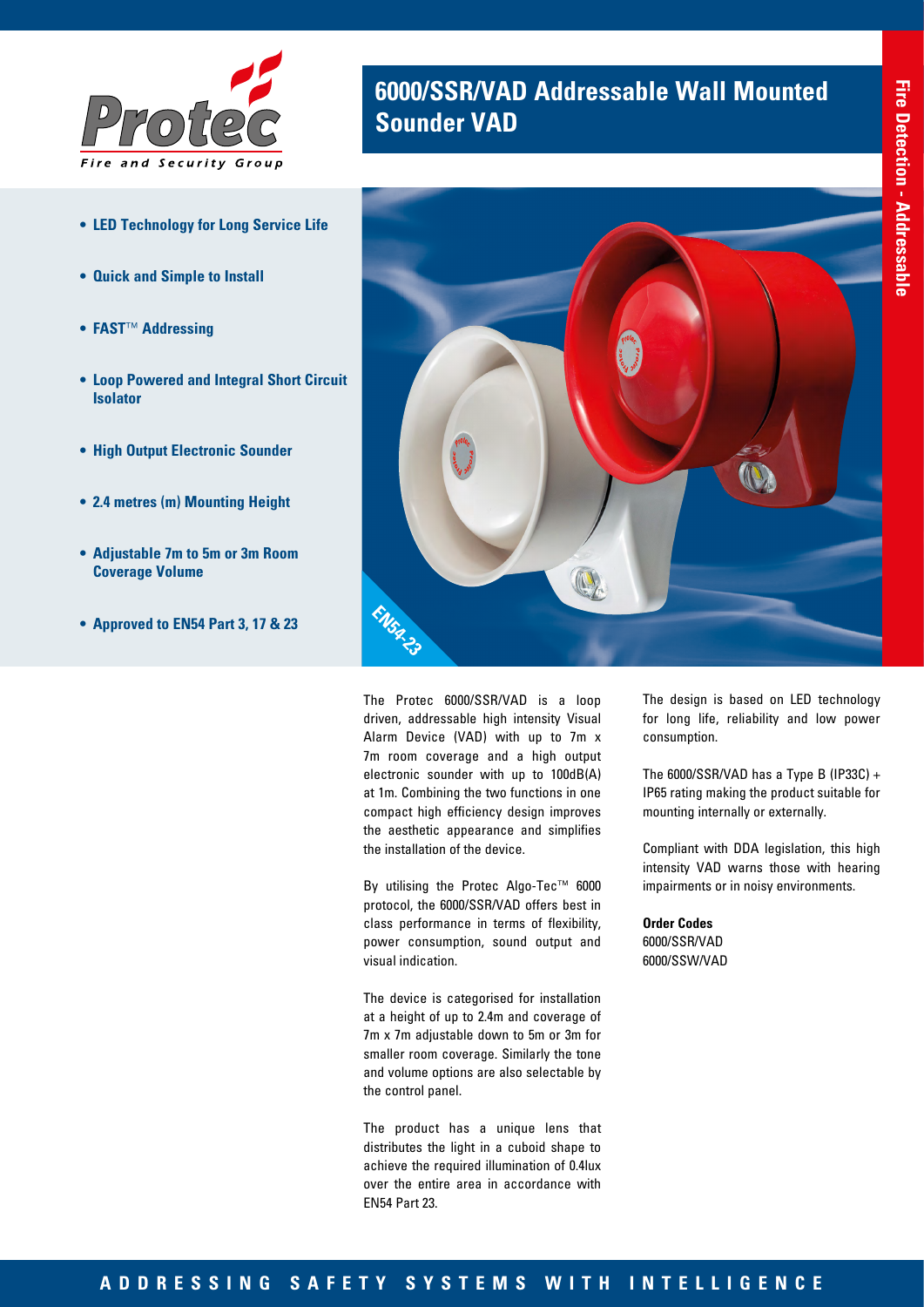# 6000/SSR/VAD Addressable Wall Mounted Sounder VAD

- **LED Technology for Long Service Life**
- **Quick and Simple to Install**
- **FAST™ Addressing**
- **Loop Powered and Integral Short Circuit Isolator**
- **High Output Electronic Sounder**
- **2.4 metres (m) Mounting Height**
- **Adjustable 7m to 5m or 3m Room Coverage Volume**
- **Approved to EN54 Part 3, 17 & 23**

The Protec 6000/SSR/VAD is a loop driven, addressable high intensity Visual Alarm Device (VAD) with up to 7m x 7m room coverage and a high output electronic sounder with up to 100dB(A) at 1m. Combining the two functions in one compact high efficiency design improves the aesthetic appearance and simplifies the installation of the device.

By utilising the Protec Algo-Tec™ 6000 protocol, the 6000/SSR/VAD offers best in class performance in terms of flexibility, power consumption, sound output and visual indication.

The device is categorised for installation at a height of up to 2.4m and coverage of 7m x 7m adjustable down to 5m or 3m for smaller room coverage. Similarly the tone and volume options are also selectable by the control panel.

The product has a unique lens that distributes the light in a cuboid shape to achieve the required illumination of 0.4lux over the entire area in accordance with EN54 Part 23.

The design is based on LED technology for long life, reliability and low power consumption.

The 6000/SSR/VAD has a Type B (IP33C) + IP65 rating making the product suitable for mounting internally or externally.

Compliant with DDA legislation, this high intensity VAD warns those with hearing impairments or in noisy environments.

**Order Codes**
6000/SSR/VAD
6000/SSW/VAD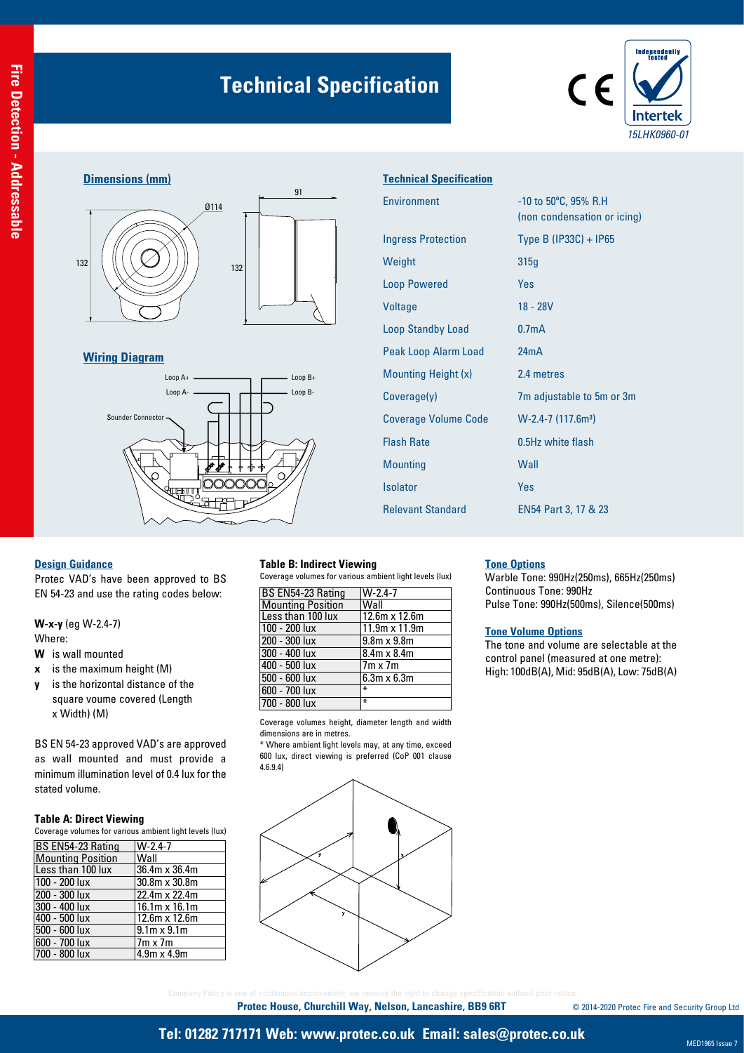# Technical Specification

15LHK0960-01

## Dimensions (mm)

Ø114

91

132

132

## Wiring Diagram

Loop A+

Loop A-

Loop B+

Loop B-

Sounder Connector

## Technical Specification

| | |
|---|---|
| Environment | -10 to 50ºC, 95% R.H (non condensation or icing) |
| Ingress Protection | Type B (IP33C) + IP65 |
| Weight | 315g |
| Loop Powered | Yes |
| Voltage | 18 - 28V |
| Loop Standby Load | 0.7mA |
| Peak Loop Alarm Load | 24mA |
| Mounting Height (x) | 2.4 metres |
| Coverage(y) | 7m adjustable to 5m or 3m |
| Coverage Volume Code | W-2.4-7 (117.6m³) |
| Flash Rate | 0.5Hz white flash |
| Mounting | Wall |
| Isolator | Yes |
| Relevant Standard | EN54 Part 3, 17 & 23 |

## Design Guidance

Protec VAD's have been approved to BS EN 54-23 and use the rating codes below:

**W-x-y** (eg W-2.4-7)

Where:

- **W** is wall mounted
- **x** is the maximum height (M)
- **y** is the horizontal distance of the square voume covered (Length x Width) (M)

BS EN 54-23 approved VAD's are approved as wall mounted and must provide a minimum illumination level of 0.4 lux for the stated volume.

### Table A: Direct Viewing

Coverage volumes for various ambient light levels (lux)

| BS EN54-23 Rating | W-2.4-7 |
|---|---|
| Mounting Position | Wall |
| Less than 100 lux | 36.4m x 36.4m |
| 100 - 200 lux | 30.8m x 30.8m |
| 200 - 300 lux | 22.4m x 22.4m |
| 300 - 400 lux | 16.1m x 16.1m |
| 400 - 500 lux | 12.6m x 12.6m |
| 500 - 600 lux | 9.1m x 9.1m |
| 600 - 700 lux | 7m x 7m |
| 700 - 800 lux | 4.9m x 4.9m |

### Table B: Indirect Viewing

Coverage volumes for various ambient light levels (lux)

| BS EN54-23 Rating | W-2.4-7 |
|---|---|
| Mounting Position | Wall |
| Less than 100 lux | 12.6m x 12.6m |
| 100 - 200 lux | 11.9m x 11.9m |
| 200 - 300 lux | 9.8m x 9.8m |
| 300 - 400 lux | 8.4m x 8.4m |
| 400 - 500 lux | 7m x 7m |
| 500 - 600 lux | 6.3m x 6.3m |
| 600 - 700 lux | * |
| 700 - 800 lux | * |

Coverage volumes height, diameter length and width dimensions are in metres.

* Where ambient light levels may, at any time, exceed 600 lux, direct viewing is preferred (CoP 001 clause 4.6.9.4)

y

x

y

## Tone Options

Warble Tone: 990Hz(250ms), 665Hz(250ms)
Continuous Tone: 990Hz
Pulse Tone: 990Hz(500ms), Silence(500ms)

## Tone Volume Options

The tone and volume are selectable at the control panel (measured at one metre):
High: 100dB(A), Mid: 95dB(A), Low: 75dB(A)

Company Policy is one of continuous improvement, we reserve the right to change specification without prior notice

**Protec House, Churchill Way, Nelson, Lancashire, BB9 6RT**

© 2014-2020 Protec Fire and Security Group Ltd

**Tel: 01282 717171 Web: www.protec.co.uk Email: sales@protec.co.uk**

MED1965 Issue 7